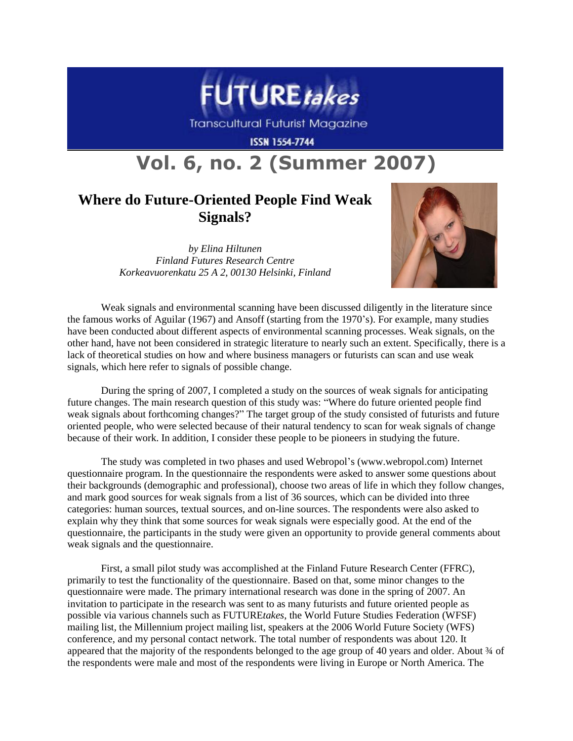# FUTURE*takes*

Transcultural Futurist Magazine

ISSN 1554-7744

## Vol. 6, no. 2 (Summer 2007)

### Where do Future-Oriented People Find Weak Signals?

*by Elina Hiltunen*
*Finland Futures Research Centre*
*Korkeavuorenkatu 25 A 2, 00130 Helsinki, Finland*

Weak signals and environmental scanning have been discussed diligently in the literature since the famous works of Aguilar (1967) and Ansoff (starting from the 1970's). For example, many studies have been conducted about different aspects of environmental scanning processes. Weak signals, on the other hand, have not been considered in strategic literature to nearly such an extent. Specifically, there is a lack of theoretical studies on how and where business managers or futurists can scan and use weak signals, which here refer to signals of possible change.

During the spring of 2007, I completed a study on the sources of weak signals for anticipating future changes. The main research question of this study was: "Where do future oriented people find weak signals about forthcoming changes?" The target group of the study consisted of futurists and future oriented people, who were selected because of their natural tendency to scan for weak signals of change because of their work. In addition, I consider these people to be pioneers in studying the future.

The study was completed in two phases and used Webropol's (www.webropol.com) Internet questionnaire program. In the questionnaire the respondents were asked to answer some questions about their backgrounds (demographic and professional), choose two areas of life in which they follow changes, and mark good sources for weak signals from a list of 36 sources, which can be divided into three categories: human sources, textual sources, and on-line sources. The respondents were also asked to explain why they think that some sources for weak signals were especially good. At the end of the questionnaire, the participants in the study were given an opportunity to provide general comments about weak signals and the questionnaire.

First, a small pilot study was accomplished at the Finland Future Research Center (FFRC), primarily to test the functionality of the questionnaire. Based on that, some minor changes to the questionnaire were made. The primary international research was done in the spring of 2007. An invitation to participate in the research was sent to as many futurists and future oriented people as possible via various channels such as FUTURE*takes*, the World Future Studies Federation (WFSF) mailing list, the Millennium project mailing list, speakers at the 2006 World Future Society (WFS) conference, and my personal contact network. The total number of respondents was about 120. It appeared that the majority of the respondents belonged to the age group of 40 years and older. About ¾ of the respondents were male and most of the respondents were living in Europe or North America. The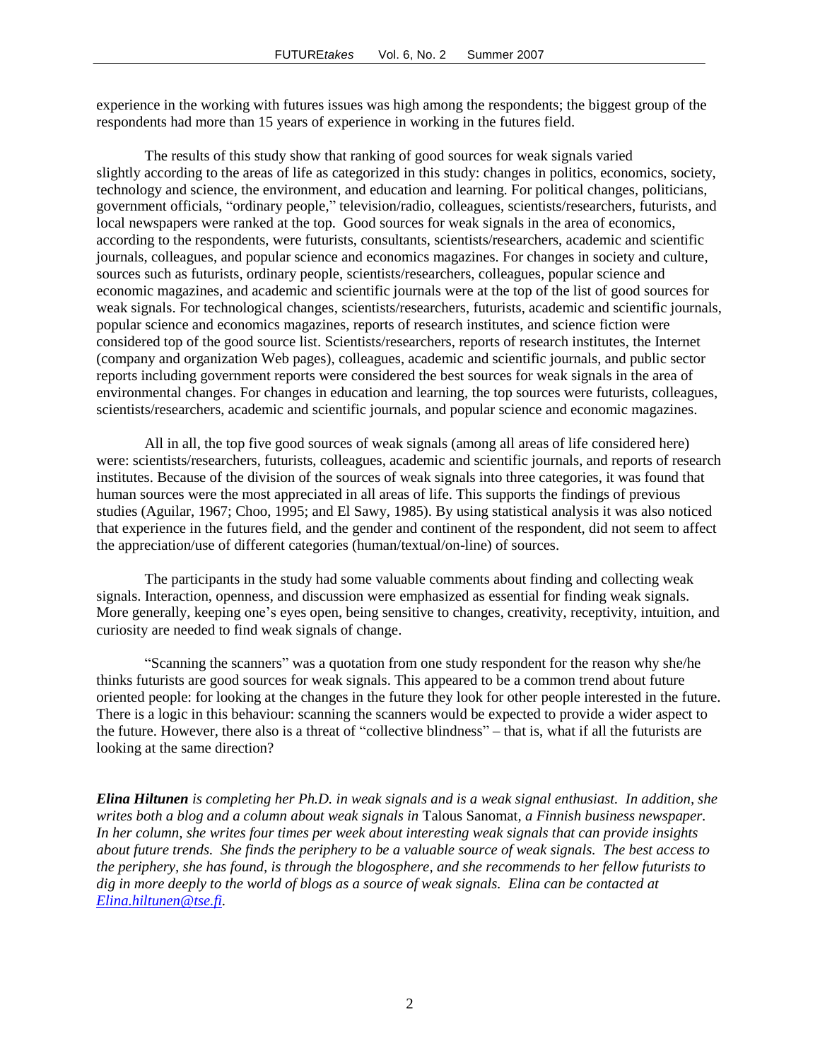experience in the working with futures issues was high among the respondents; the biggest group of the respondents had more than 15 years of experience in working in the futures field.

The results of this study show that ranking of good sources for weak signals varied slightly according to the areas of life as categorized in this study: changes in politics, economics, society, technology and science, the environment, and education and learning. For political changes, politicians, government officials, "ordinary people," television/radio, colleagues, scientists/researchers, futurists, and local newspapers were ranked at the top. Good sources for weak signals in the area of economics, according to the respondents, were futurists, consultants, scientists/researchers, academic and scientific journals, colleagues, and popular science and economics magazines. For changes in society and culture, sources such as futurists, ordinary people, scientists/researchers, colleagues, popular science and economic magazines, and academic and scientific journals were at the top of the list of good sources for weak signals. For technological changes, scientists/researchers, futurists, academic and scientific journals, popular science and economics magazines, reports of research institutes, and science fiction were considered top of the good source list. Scientists/researchers, reports of research institutes, the Internet (company and organization Web pages), colleagues, academic and scientific journals, and public sector reports including government reports were considered the best sources for weak signals in the area of environmental changes. For changes in education and learning, the top sources were futurists, colleagues, scientists/researchers, academic and scientific journals, and popular science and economic magazines.

All in all, the top five good sources of weak signals (among all areas of life considered here) were: scientists/researchers, futurists, colleagues, academic and scientific journals, and reports of research institutes. Because of the division of the sources of weak signals into three categories, it was found that human sources were the most appreciated in all areas of life. This supports the findings of previous studies (Aguilar, 1967; Choo, 1995; and El Sawy, 1985). By using statistical analysis it was also noticed that experience in the futures field, and the gender and continent of the respondent, did not seem to affect the appreciation/use of different categories (human/textual/on-line) of sources.

The participants in the study had some valuable comments about finding and collecting weak signals. Interaction, openness, and discussion were emphasized as essential for finding weak signals. More generally, keeping one's eyes open, being sensitive to changes, creativity, receptivity, intuition, and curiosity are needed to find weak signals of change.

"Scanning the scanners" was a quotation from one study respondent for the reason why she/he thinks futurists are good sources for weak signals. This appeared to be a common trend about future oriented people: for looking at the changes in the future they look for other people interested in the future. There is a logic in this behaviour: scanning the scanners would be expected to provide a wider aspect to the future. However, there also is a threat of "collective blindness" – that is, what if all the futurists are looking at the same direction?

***Elina Hiltunen*** *is completing her Ph.D. in weak signals and is a weak signal enthusiast. In addition, she writes both a blog and a column about weak signals in* Talous Sanomat, *a Finnish business newspaper. In her column, she writes four times per week about interesting weak signals that can provide insights about future trends. She finds the periphery to be a valuable source of weak signals. The best access to the periphery, she has found, is through the blogosphere, and she recommends to her fellow futurists to dig in more deeply to the world of blogs as a source of weak signals. Elina can be contacted at [Elina.hiltunen@tse.fi](mailto:Elina.hiltunen@tse.fi).*